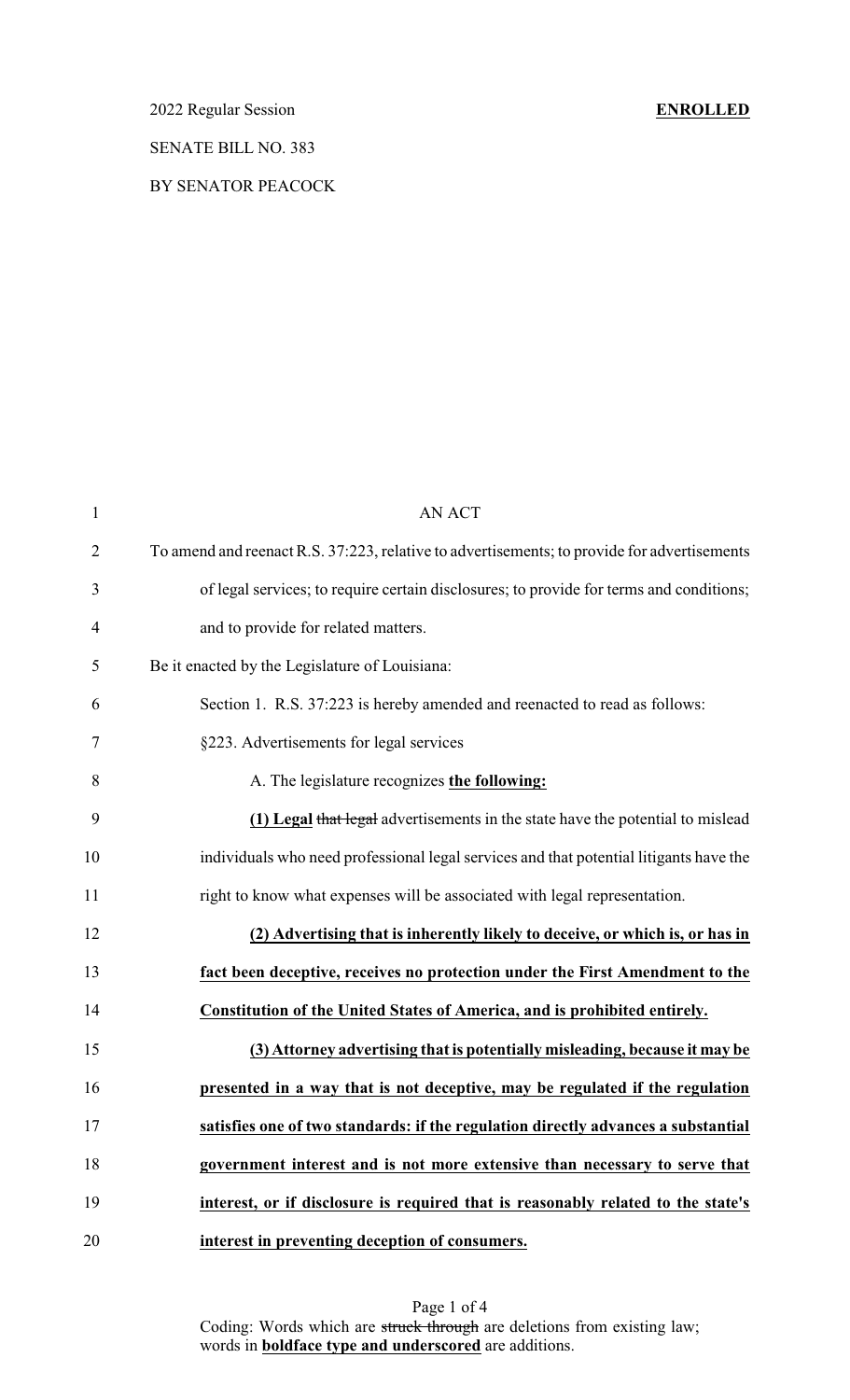2022 Regular Session **ENROLLED**

SENATE BILL NO. 383

BY SENATOR PEACOCK

AN ACT

To amend and reenact R.S. 37:223, relative to advertisements; to provide for advertisements of legal services; to require certain disclosures; to provide for terms and conditions; and to provide for related matters.

Be it enacted by the Legislature of Louisiana:

Section 1. R.S. 37:223 is hereby amended and reenacted to read as follows:

§223. Advertisements for legal services

A. The legislature recognizes **the following:**

**(1) Legal** ~~that legal~~ advertisements in the state have the potential to mislead individuals who need professional legal services and that potential litigants have the right to know what expenses will be associated with legal representation.

**(2) Advertising that is inherently likely to deceive, or which is, or has in fact been deceptive, receives no protection under the First Amendment to the Constitution of the United States of America, and is prohibited entirely.**

**(3) Attorney advertising that is potentially misleading, because it may be presented in a way that is not deceptive, may be regulated if the regulation satisfies one of two standards: if the regulation directly advances a substantial government interest and is not more extensive than necessary to serve that interest, or if disclosure is required that is reasonably related to the state's interest in preventing deception of consumers.**

Coding: Words which are ~~struck through~~ are deletions from existing law; words in **boldface type and underscored** are additions.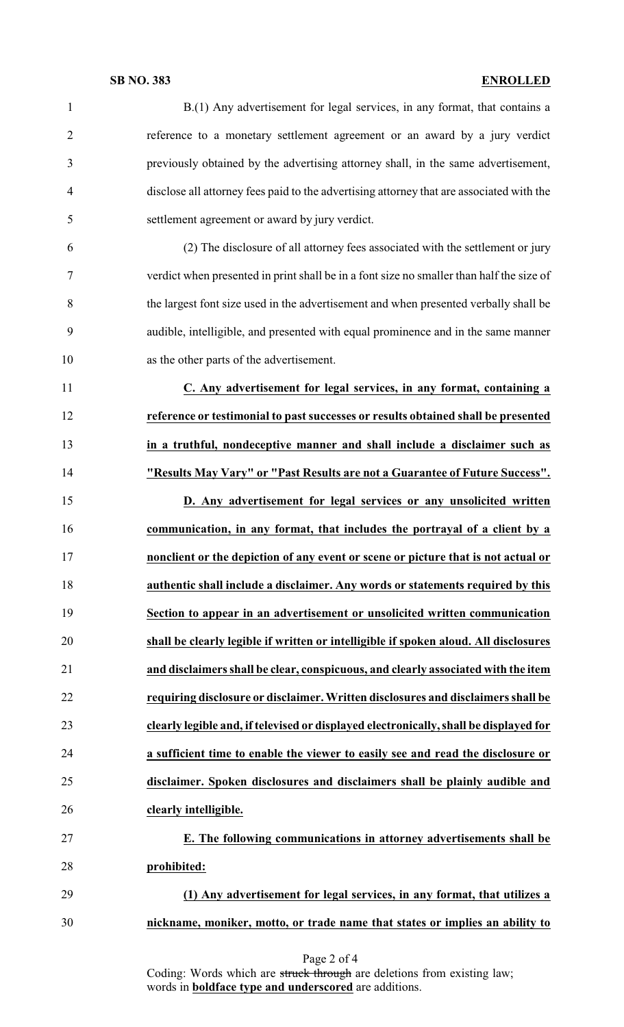B.(1) Any advertisement for legal services, in any format, that contains a reference to a monetary settlement agreement or an award by a jury verdict previously obtained by the advertising attorney shall, in the same advertisement, disclose all attorney fees paid to the advertising attorney that are associated with the settlement agreement or award by jury verdict.

(2) The disclosure of all attorney fees associated with the settlement or jury verdict when presented in print shall be in a font size no smaller than half the size of the largest font size used in the advertisement and when presented verbally shall be audible, intelligible, and presented with equal prominence and in the same manner as the other parts of the advertisement.

**C. Any advertisement for legal services, in any format, containing a reference or testimonial to past successes or results obtained shall be presented in a truthful, nondeceptive manner and shall include a disclaimer such as "Results May Vary" or "Past Results are not a Guarantee of Future Success".**

**D. Any advertisement for legal services or any unsolicited written communication, in any format, that includes the portrayal of a client by a nonclient or the depiction of any event or scene or picture that is not actual or authentic shall include a disclaimer. Any words or statements required by this Section to appear in an advertisement or unsolicited written communication shall be clearly legible if written or intelligible if spoken aloud. All disclosures and disclaimers shall be clear, conspicuous, and clearly associated with the item requiring disclosure or disclaimer. Written disclosures and disclaimers shall be clearly legible and, if televised or displayed electronically, shall be displayed for a sufficient time to enable the viewer to easily see and read the disclosure or disclaimer. Spoken disclosures and disclaimers shall be plainly audible and clearly intelligible.**

**E. The following communications in attorney advertisements shall be prohibited:**

**(1) Any advertisement for legal services, in any format, that utilizes a nickname, moniker, motto, or trade name that states or implies an ability to**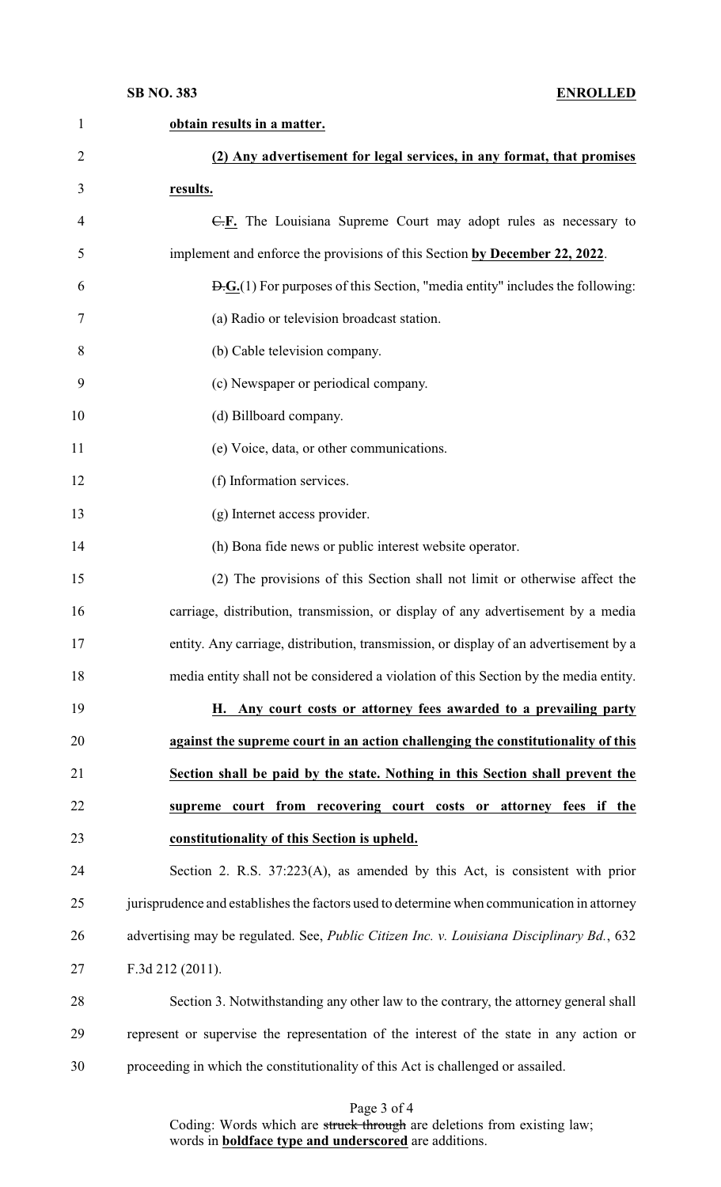**obtain results in a matter.**

**(2) Any advertisement for legal services, in any format, that promises results.**

~~C.~~**F.** The Louisiana Supreme Court may adopt rules as necessary to implement and enforce the provisions of this Section **by December 22, 2022**.

~~D.~~**G.**(1) For purposes of this Section, "media entity" includes the following:

(a) Radio or television broadcast station.

(b) Cable television company.

(c) Newspaper or periodical company.

(d) Billboard company.

(e) Voice, data, or other communications.

(f) Information services.

(g) Internet access provider.

(h) Bona fide news or public interest website operator.

(2) The provisions of this Section shall not limit or otherwise affect the carriage, distribution, transmission, or display of any advertisement by a media entity. Any carriage, distribution, transmission, or display of an advertisement by a media entity shall not be considered a violation of this Section by the media entity.

**H. Any court costs or attorney fees awarded to a prevailing party against the supreme court in an action challenging the constitutionality of this Section shall be paid by the state. Nothing in this Section shall prevent the supreme court from recovering court costs or attorney fees if the constitutionality of this Section is upheld.**

Section 2. R.S. 37:223(A), as amended by this Act, is consistent with prior jurisprudence and establishes the factors used to determine when communication in attorney advertising may be regulated. See, *Public Citizen Inc. v. Louisiana Disciplinary Bd.*, 632 F.3d 212 (2011).

Section 3. Notwithstanding any other law to the contrary, the attorney general shall represent or supervise the representation of the interest of the state in any action or proceeding in which the constitutionality of this Act is challenged or assailed.

Coding: Words which are ~~struck through~~ are deletions from existing law; words in **boldface type and underscored** are additions.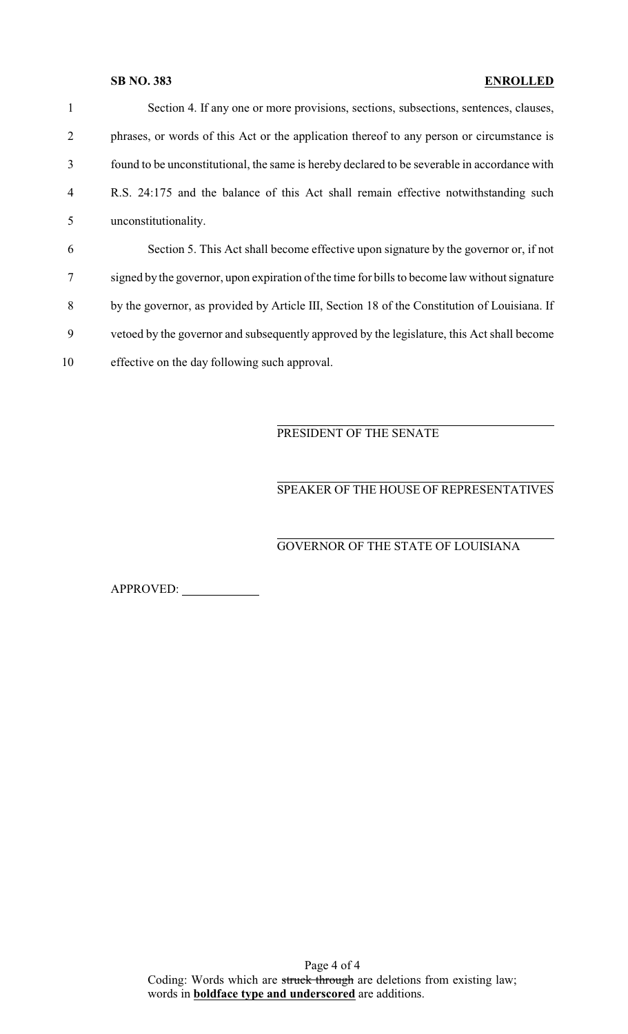**SB NO. 383** **ENROLLED**

Section 4. If any one or more provisions, sections, subsections, sentences, clauses, phrases, or words of this Act or the application thereof to any person or circumstance is found to be unconstitutional, the same is hereby declared to be severable in accordance with R.S. 24:175 and the balance of this Act shall remain effective notwithstanding such unconstitutionality.

Section 5. This Act shall become effective upon signature by the governor or, if not signed by the governor, upon expiration of the time for bills to become law without signature by the governor, as provided by Article III, Section 18 of the Constitution of Louisiana. If vetoed by the governor and subsequently approved by the legislature, this Act shall become effective on the day following such approval.

PRESIDENT OF THE SENATE

SPEAKER OF THE HOUSE OF REPRESENTATIVES

GOVERNOR OF THE STATE OF LOUISIANA

APPROVED: ____________

Coding: Words which are ~~struck through~~ are deletions from existing law; words in **<u>boldface type and underscored</u>** are additions.